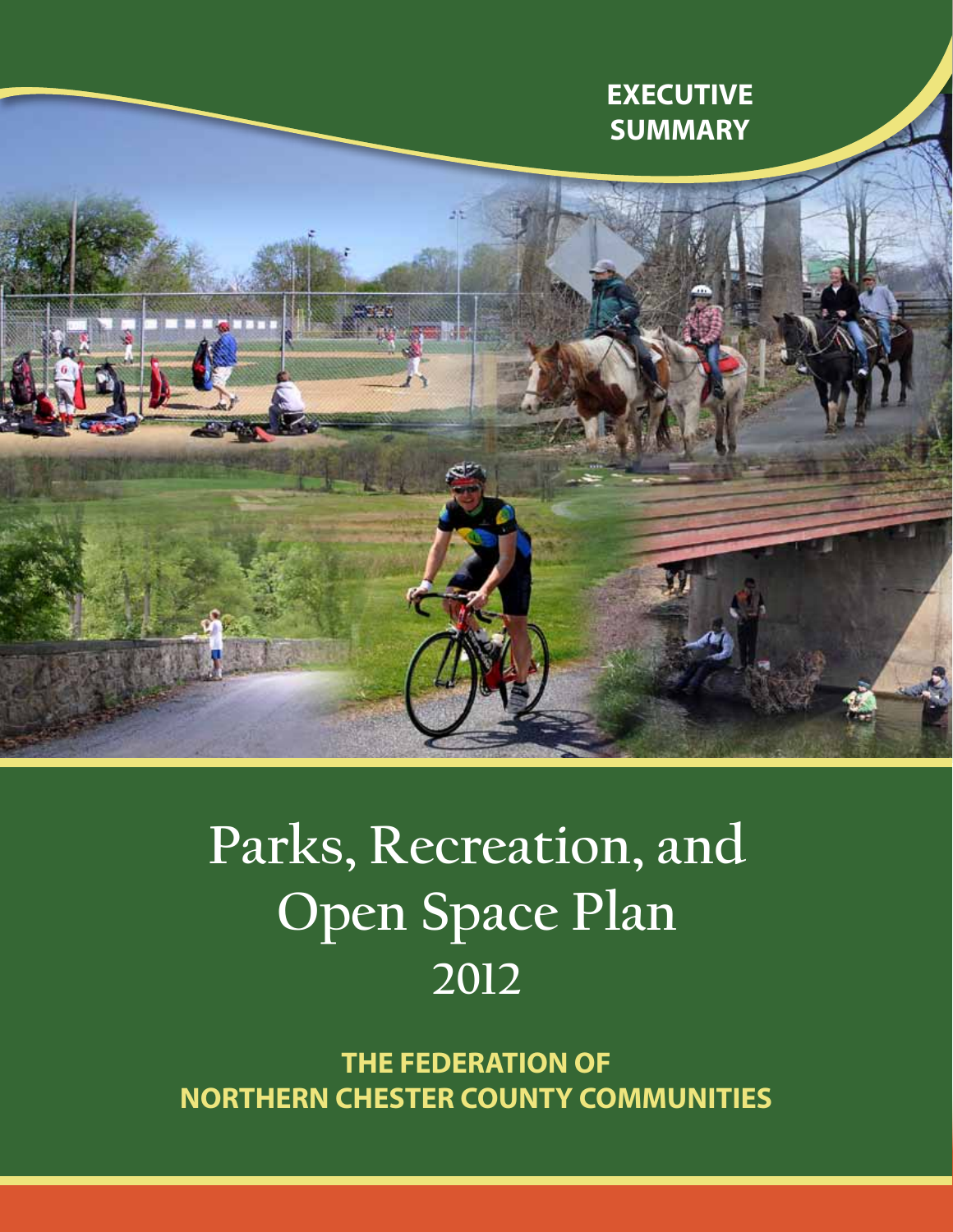**EXECUTIVE SUMMARY**

# Parks, Recreation, and Open Space Plan 2012

**THE FEDERATION OF NORTHERN CHESTER COUNTY COMMUNITIES**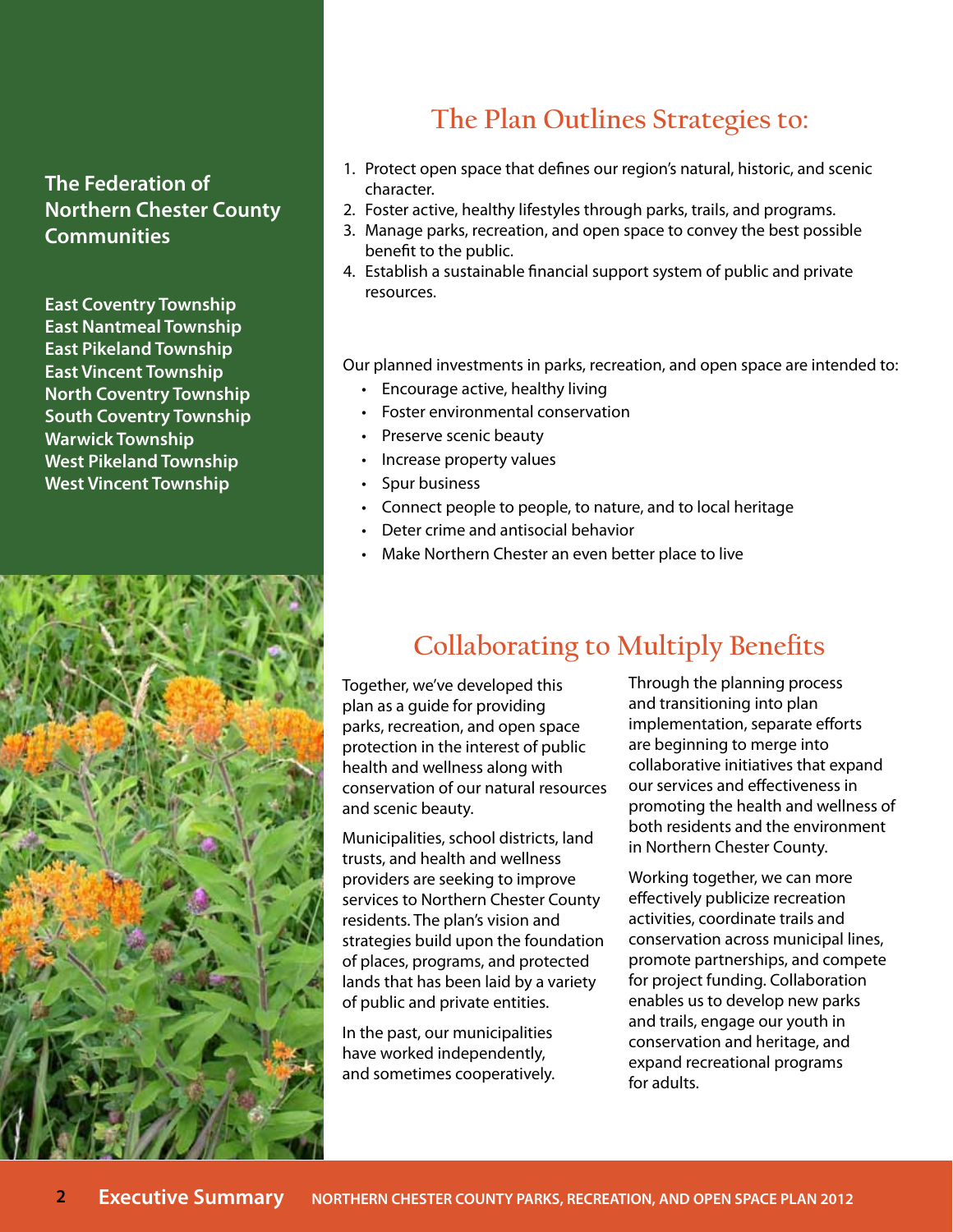### The Federation of Northern Chester County Communities

**East Coventry Township**
**East Nantmeal Township**
**East Pikeland Township**
**East Vincent Township**
**North Coventry Township**
**South Coventry Township**
**Warwick Township**
**West Pikeland Township**
**West Vincent Township**

## The Plan Outlines Strategies to:

1. Protect open space that defines our region's natural, historic, and scenic character.
2. Foster active, healthy lifestyles through parks, trails, and programs.
3. Manage parks, recreation, and open space to convey the best possible benefit to the public.
4. Establish a sustainable financial support system of public and private resources.

Our planned investments in parks, recreation, and open space are intended to:

- Encourage active, healthy living
- Foster environmental conservation
- Preserve scenic beauty
- Increase property values
- Spur business
- Connect people to people, to nature, and to local heritage
- Deter crime and antisocial behavior
- Make Northern Chester an even better place to live

## Collaborating to Multiply Benefits

Together, we've developed this plan as a guide for providing parks, recreation, and open space protection in the interest of public health and wellness along with conservation of our natural resources and scenic beauty.

Municipalities, school districts, land trusts, and health and wellness providers are seeking to improve services to Northern Chester County residents. The plan's vision and strategies build upon the foundation of places, programs, and protected lands that has been laid by a variety of public and private entities.

In the past, our municipalities have worked independently, and sometimes cooperatively. Through the planning process and transitioning into plan implementation, separate efforts are beginning to merge into collaborative initiatives that expand our services and effectiveness in promoting the health and wellness of both residents and the environment in Northern Chester County.

Working together, we can more effectively publicize recreation activities, coordinate trails and conservation across municipal lines, promote partnerships, and compete for project funding. Collaboration enables us to develop new parks and trails, engage our youth in conservation and heritage, and expand recreational programs for adults.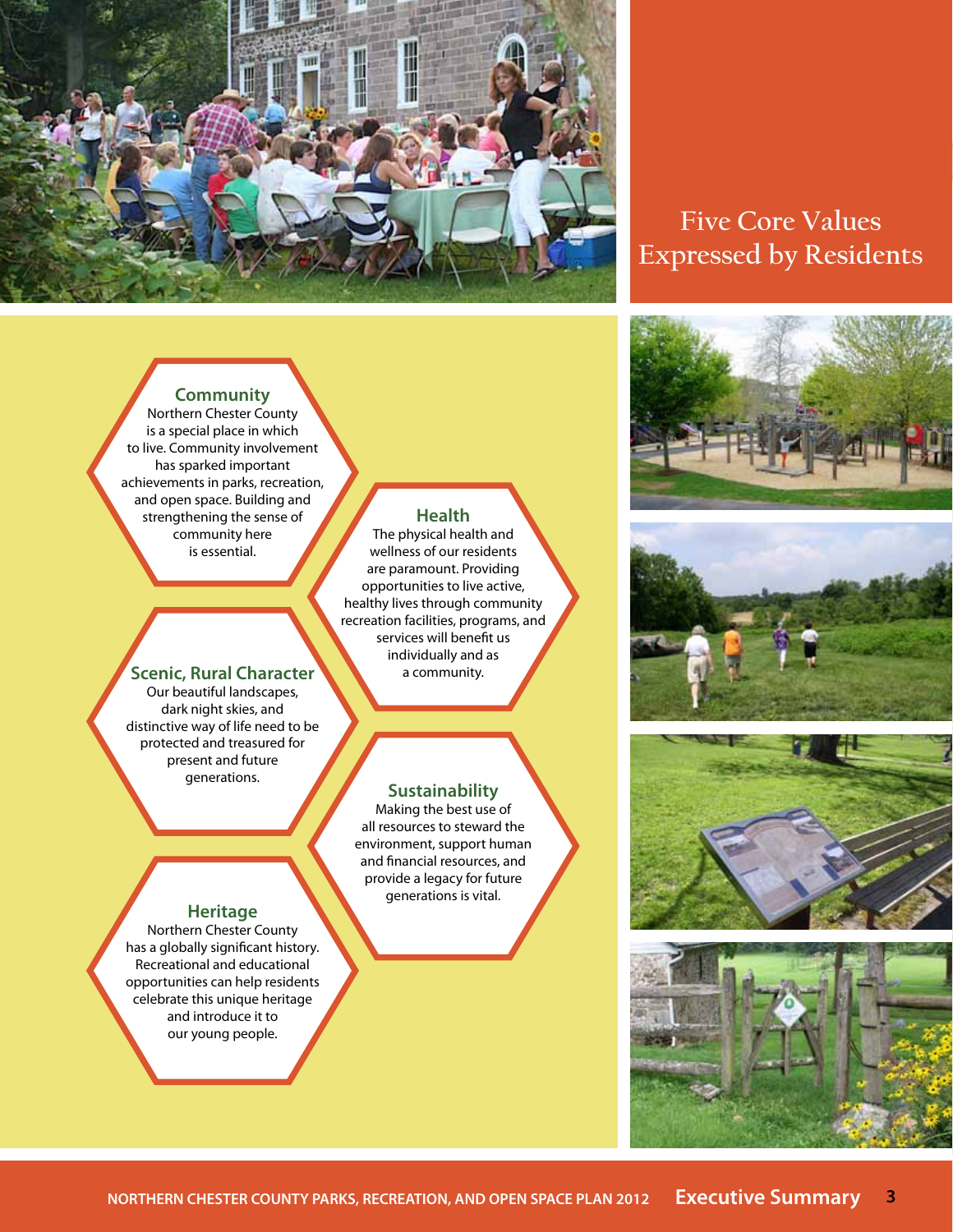# Five Core Values Expressed by Residents

### Community

Northern Chester County is a special place in which to live. Community involvement has sparked important achievements in parks, recreation, and open space. Building and strengthening the sense of community here is essential.

### Health

The physical health and wellness of our residents are paramount. Providing opportunities to live active, healthy lives through community recreation facilities, programs, and services will benefit us individually and as a community.

### Scenic, Rural Character

Our beautiful landscapes, dark night skies, and distinctive way of life need to be protected and treasured for present and future generations.

### Sustainability

Making the best use of all resources to steward the environment, support human and financial resources, and provide a legacy for future generations is vital.

### Heritage

Northern Chester County has a globally significant history. Recreational and educational opportunities can help residents celebrate this unique heritage and introduce it to our young people.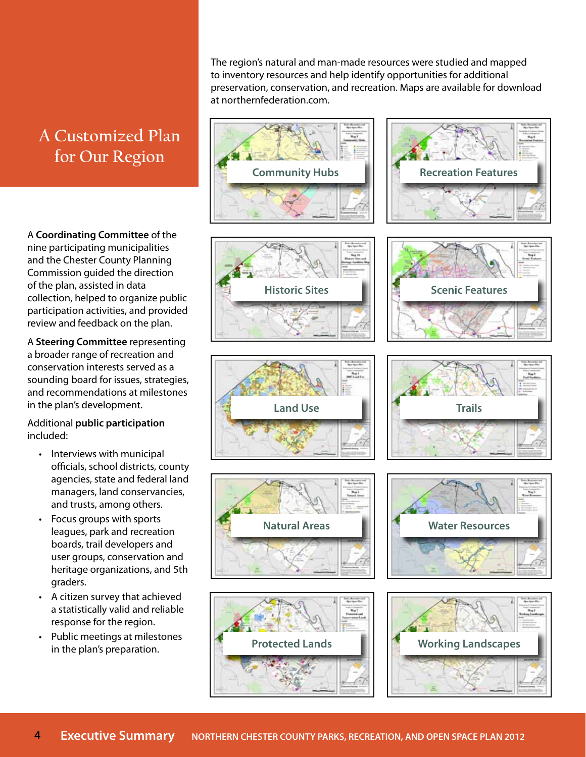# A Customized Plan for Our Region

The region's natural and man-made resources were studied and mapped to inventory resources and help identify opportunities for additional preservation, conservation, and recreation. Maps are available for download at northernfederation.com.

Community Hubs

Recreation Features

Historic Sites

Scenic Features

Land Use

Trails

Natural Areas

Water Resources

Protected Lands

Working Landscapes

A **Coordinating Committee** of the nine participating municipalities and the Chester County Planning Commission guided the direction of the plan, assisted in data collection, helped to organize public participation activities, and provided review and feedback on the plan.

A **Steering Committee** representing a broader range of recreation and conservation interests served as a sounding board for issues, strategies, and recommendations at milestones in the plan's development.

Additional **public participation** included:

- Interviews with municipal officials, school districts, county agencies, state and federal land managers, land conservancies, and trusts, among others.
- Focus groups with sports leagues, park and recreation boards, trail developers and user groups, conservation and heritage organizations, and 5th graders.
- A citizen survey that achieved a statistically valid and reliable response for the region.
- Public meetings at milestones in the plan's preparation.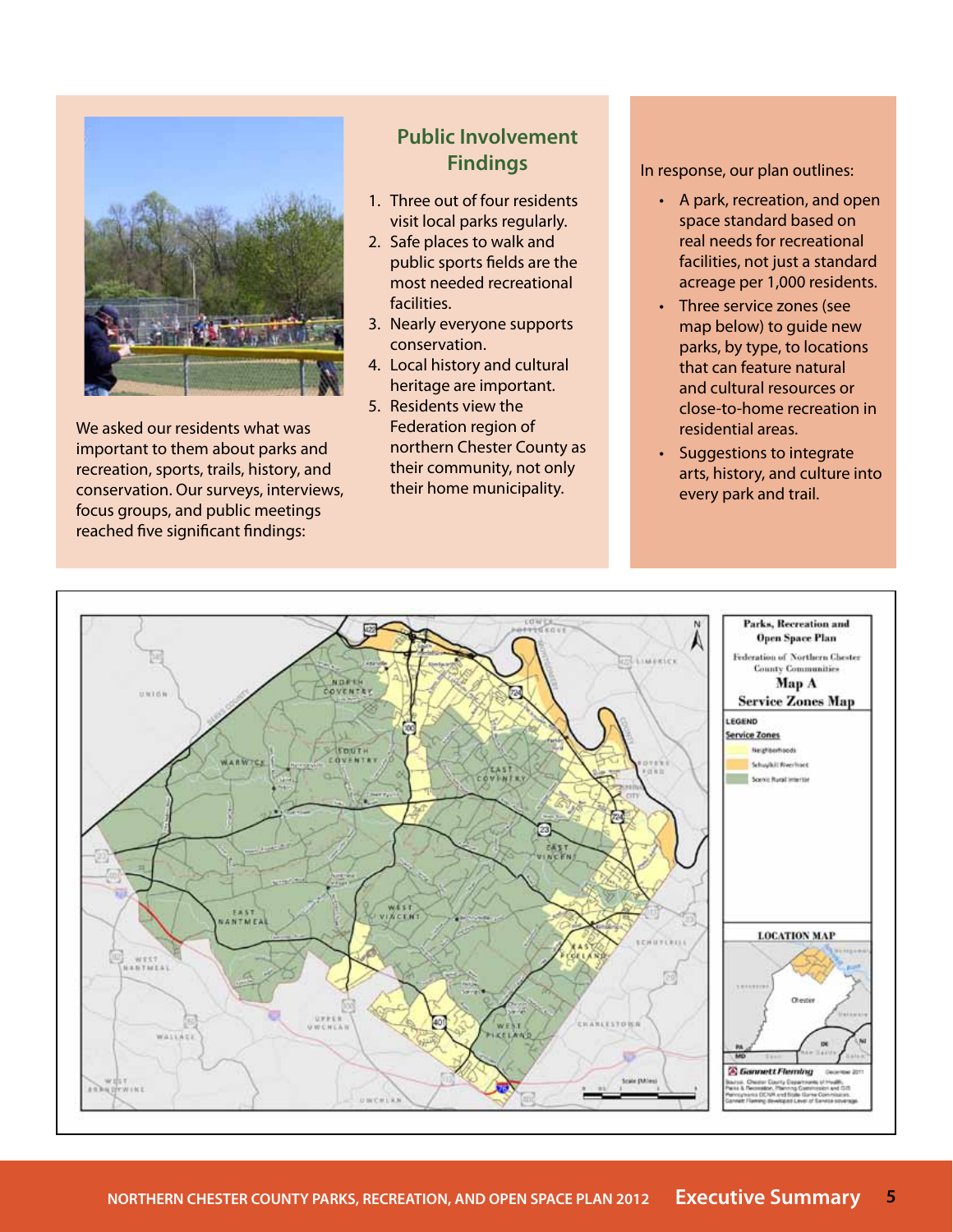We asked our residents what was important to them about parks and recreation, sports, trails, history, and conservation. Our surveys, interviews, focus groups, and public meetings reached five significant findings:

## Public Involvement Findings

1. Three out of four residents visit local parks regularly.
2. Safe places to walk and public sports fields are the most needed recreational facilities.
3. Nearly everyone supports conservation.
4. Local history and cultural heritage are important.
5. Residents view the Federation region of northern Chester County as their community, not only their home municipality.

In response, our plan outlines:

- A park, recreation, and open space standard based on real needs for recreational facilities, not just a standard acreage per 1,000 residents.
- Three service zones (see map below) to guide new parks, by type, to locations that can feature natural and cultural resources or close-to-home recreation in residential areas.
- Suggestions to integrate arts, history, and culture into every park and trail.

**Parks, Recreation and Open Space Plan**
Federation of Northern Chester County Communities
**Map A**
**Service Zones Map**

LEGEND
Service Zones
- Neighborhoods
- Schuylkill Riverfront
- Scenic Rural Interior

LOCATION MAP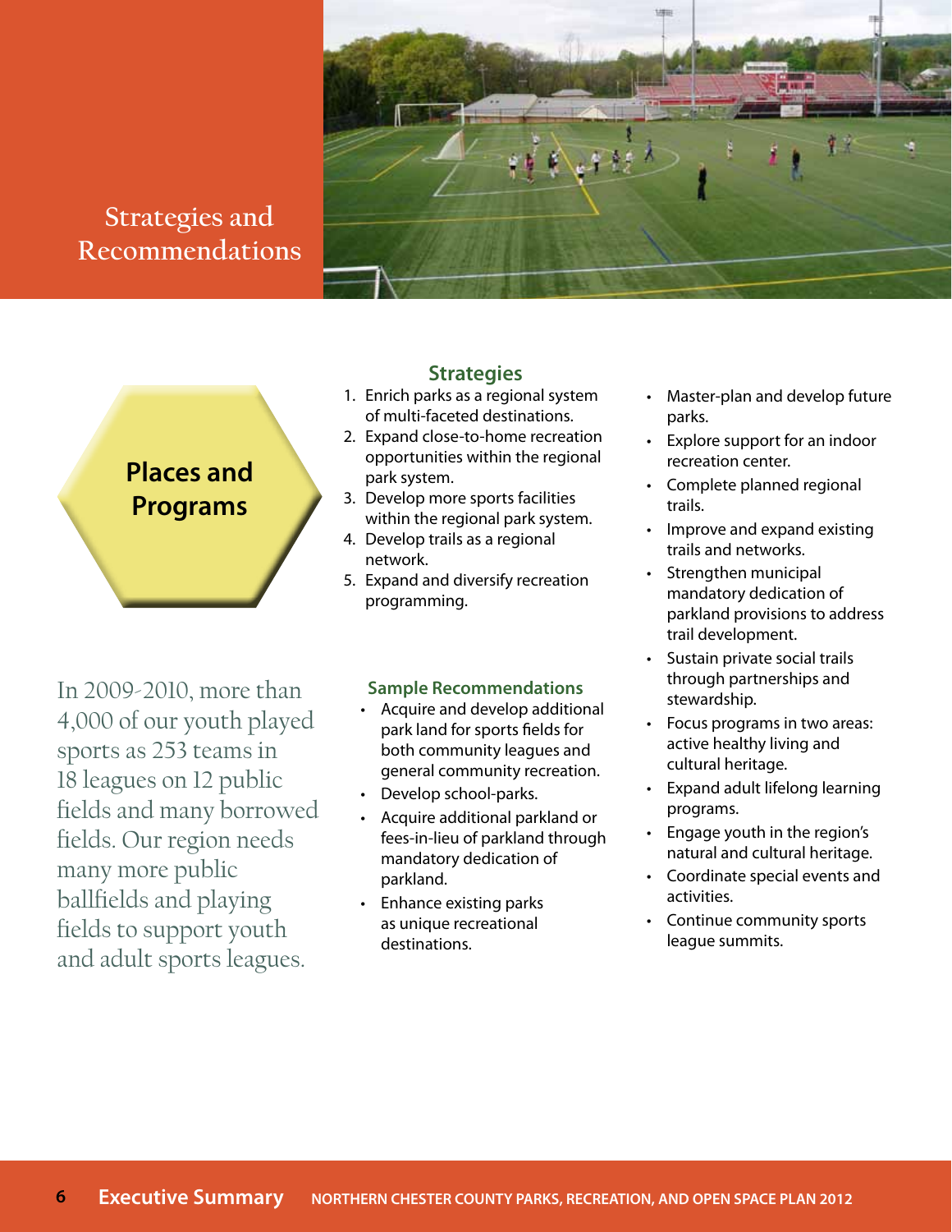# Strategies and Recommendations

## Places and Programs

In 2009-2010, more than 4,000 of our youth played sports as 253 teams in 18 leagues on 12 public fields and many borrowed fields. Our region needs many more public ballfields and playing fields to support youth and adult sports leagues.

### Strategies

1. Enrich parks as a regional system of multi-faceted destinations.
2. Expand close-to-home recreation opportunities within the regional park system.
3. Develop more sports facilities within the regional park system.
4. Develop trails as a regional network.
5. Expand and diversify recreation programming.

### Sample Recommendations

- Acquire and develop additional park land for sports fields for both community leagues and general community recreation.
- Develop school-parks.
- Acquire additional parkland or fees-in-lieu of parkland through mandatory dedication of parkland.
- Enhance existing parks as unique recreational destinations.
- Master-plan and develop future parks.
- Explore support for an indoor recreation center.
- Complete planned regional trails.
- Improve and expand existing trails and networks.
- Strengthen municipal mandatory dedication of parkland provisions to address trail development.
- Sustain private social trails through partnerships and stewardship.
- Focus programs in two areas: active healthy living and cultural heritage.
- Expand adult lifelong learning programs.
- Engage youth in the region's natural and cultural heritage.
- Coordinate special events and activities.
- Continue community sports league summits.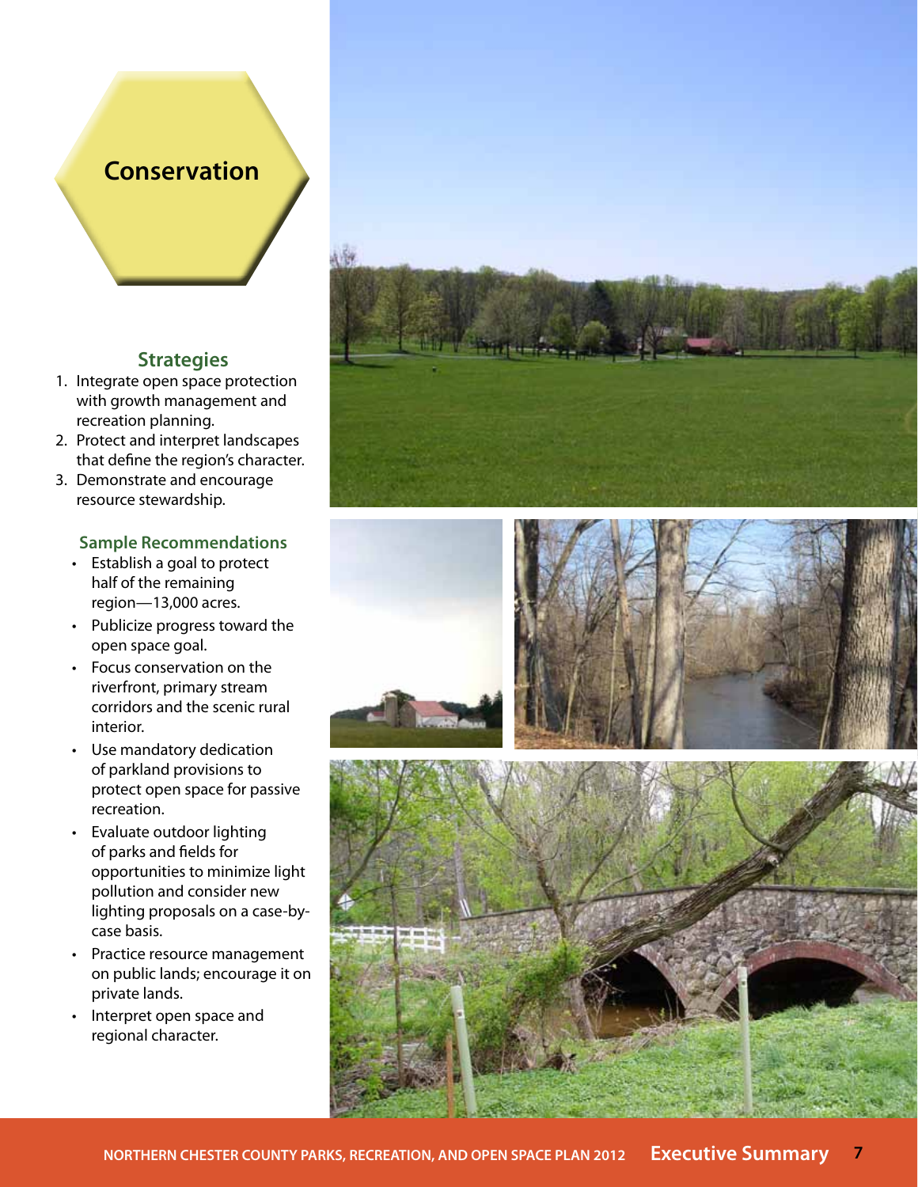# Conservation

## Strategies

1. Integrate open space protection with growth management and recreation planning.
2. Protect and interpret landscapes that define the region's character.
3. Demonstrate and encourage resource stewardship.

### Sample Recommendations

- Establish a goal to protect half of the remaining region—13,000 acres.
- Publicize progress toward the open space goal.
- Focus conservation on the riverfront, primary stream corridors and the scenic rural interior.
- Use mandatory dedication of parkland provisions to protect open space for passive recreation.
- Evaluate outdoor lighting of parks and fields for opportunities to minimize light pollution and consider new lighting proposals on a case-by-case basis.
- Practice resource management on public lands; encourage it on private lands.
- Interpret open space and regional character.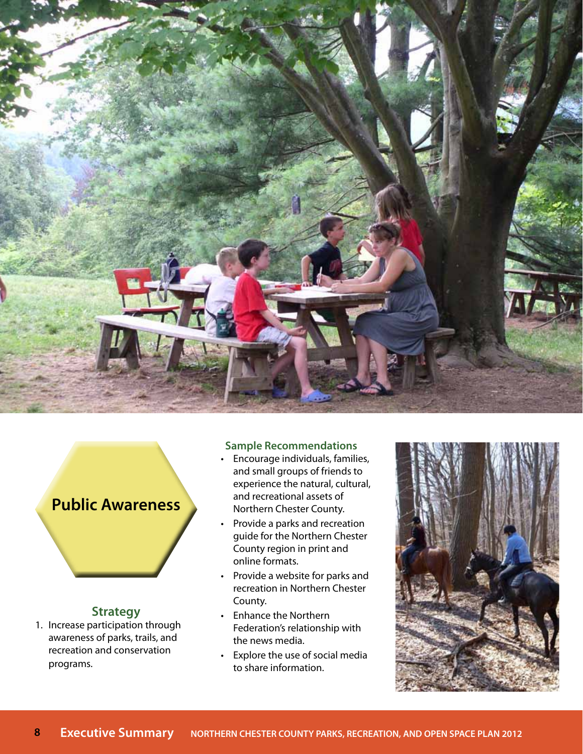## Public Awareness

### Strategy

1. Increase participation through awareness of parks, trails, and recreation and conservation programs.

### Sample Recommendations

- Encourage individuals, families, and small groups of friends to experience the natural, cultural, and recreational assets of Northern Chester County.
- Provide a parks and recreation guide for the Northern Chester County region in print and online formats.
- Provide a website for parks and recreation in Northern Chester County.
- Enhance the Northern Federation's relationship with the news media.
- Explore the use of social media to share information.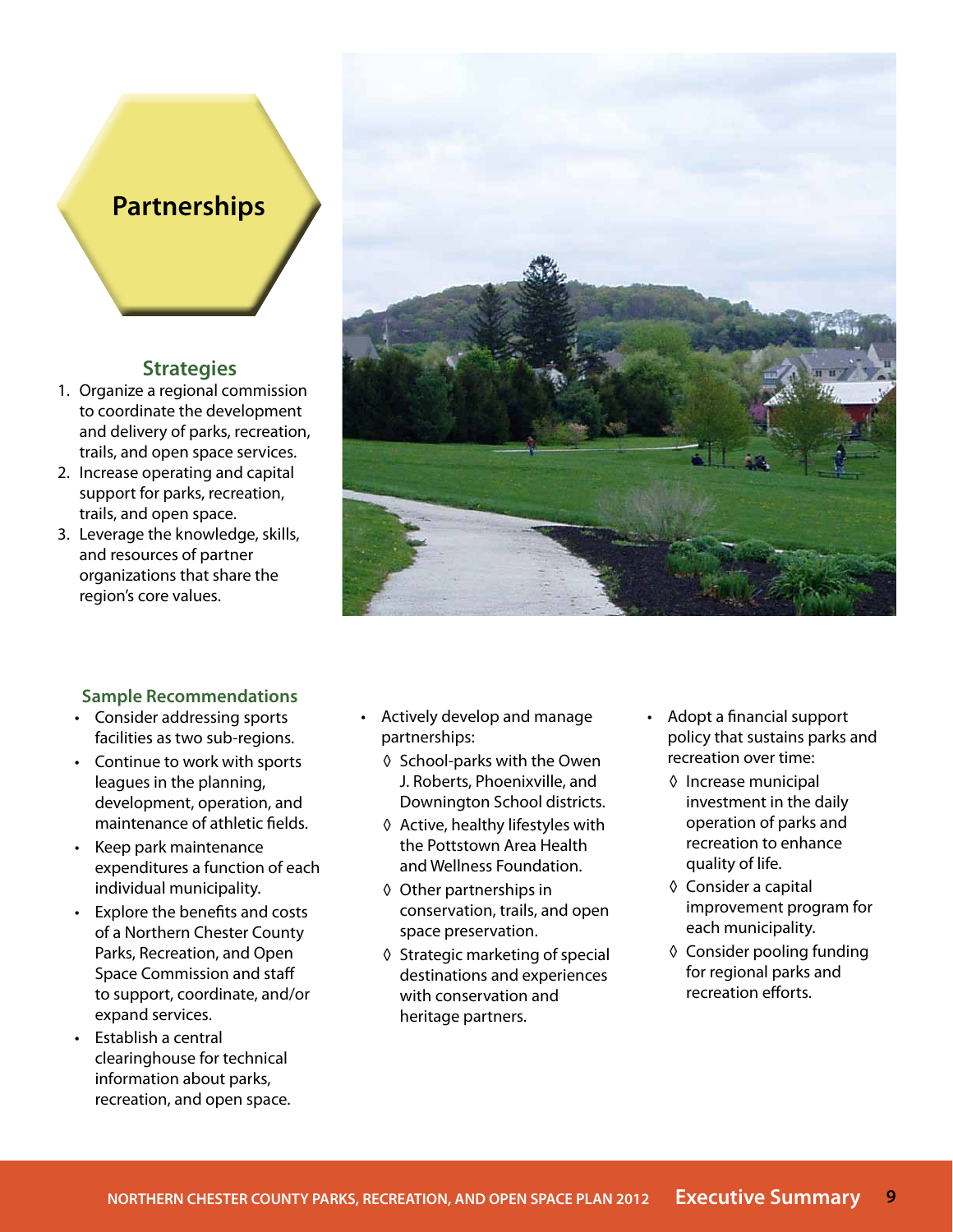# Partnerships

## Strategies

1. Organize a regional commission to coordinate the development and delivery of parks, recreation, trails, and open space services.
2. Increase operating and capital support for parks, recreation, trails, and open space.
3. Leverage the knowledge, skills, and resources of partner organizations that share the region's core values.

### Sample Recommendations

- Consider addressing sports facilities as two sub-regions.
- Continue to work with sports leagues in the planning, development, operation, and maintenance of athletic fields.
- Keep park maintenance expenditures a function of each individual municipality.
- Explore the benefits and costs of a Northern Chester County Parks, Recreation, and Open Space Commission and staff to support, coordinate, and/or expand services.
- Establish a central clearinghouse for technical information about parks, recreation, and open space.
- Actively develop and manage partnerships:
  - ◊ School-parks with the Owen J. Roberts, Phoenixville, and Downington School districts.
  - ◊ Active, healthy lifestyles with the Pottstown Area Health and Wellness Foundation.
  - ◊ Other partnerships in conservation, trails, and open space preservation.
  - ◊ Strategic marketing of special destinations and experiences with conservation and heritage partners.
- Adopt a financial support policy that sustains parks and recreation over time:
  - ◊ Increase municipal investment in the daily operation of parks and recreation to enhance quality of life.
  - ◊ Consider a capital improvement program for each municipality.
  - ◊ Consider pooling funding for regional parks and recreation efforts.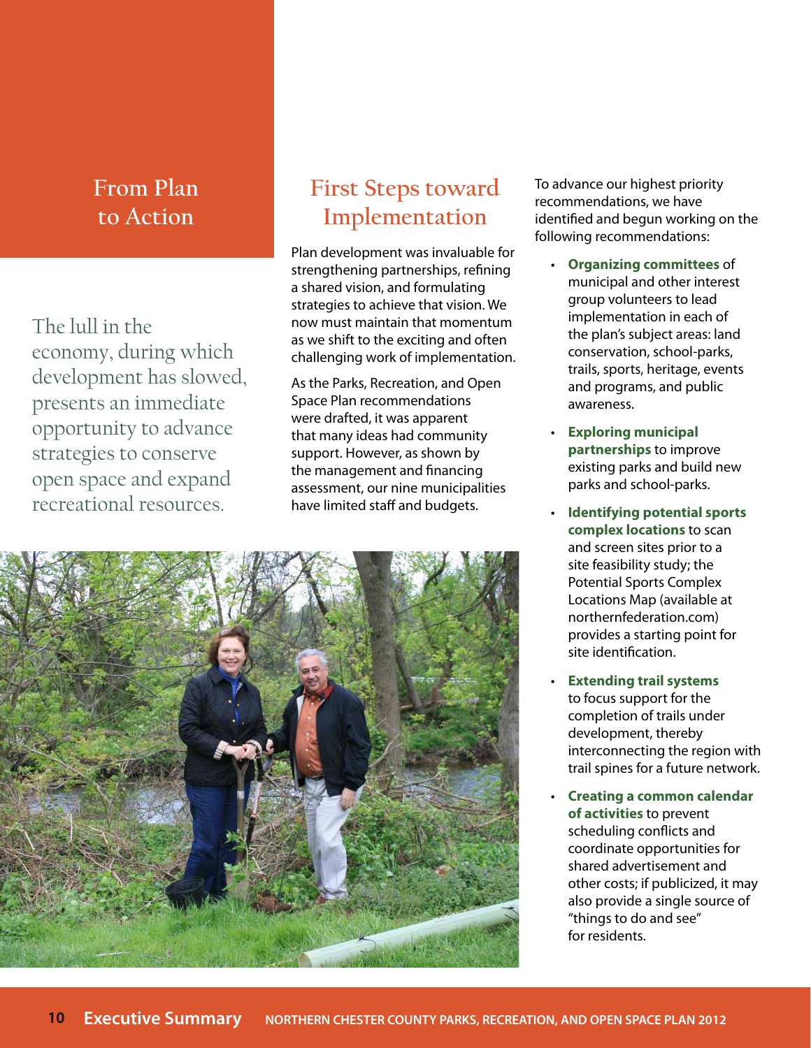# From Plan to Action

The lull in the economy, during which development has slowed, presents an immediate opportunity to advance strategies to conserve open space and expand recreational resources.

## First Steps toward Implementation

Plan development was invaluable for strengthening partnerships, refining a shared vision, and formulating strategies to achieve that vision. We now must maintain that momentum as we shift to the exciting and often challenging work of implementation.

As the Parks, Recreation, and Open Space Plan recommendations were drafted, it was apparent that many ideas had community support. However, as shown by the management and financing assessment, our nine municipalities have limited staff and budgets.

To advance our highest priority recommendations, we have identified and begun working on the following recommendations:

- **Organizing committees** of municipal and other interest group volunteers to lead implementation in each of the plan's subject areas: land conservation, school-parks, trails, sports, heritage, events and programs, and public awareness.
- **Exploring municipal partnerships** to improve existing parks and build new parks and school-parks.
- **Identifying potential sports complex locations** to scan and screen sites prior to a site feasibility study; the Potential Sports Complex Locations Map (available at northernfederation.com) provides a starting point for site identification.
- **Extending trail systems** to focus support for the completion of trails under development, thereby interconnecting the region with trail spines for a future network.
- **Creating a common calendar of activities** to prevent scheduling conflicts and coordinate opportunities for shared advertisement and other costs; if publicized, it may also provide a single source of "things to do and see" for residents.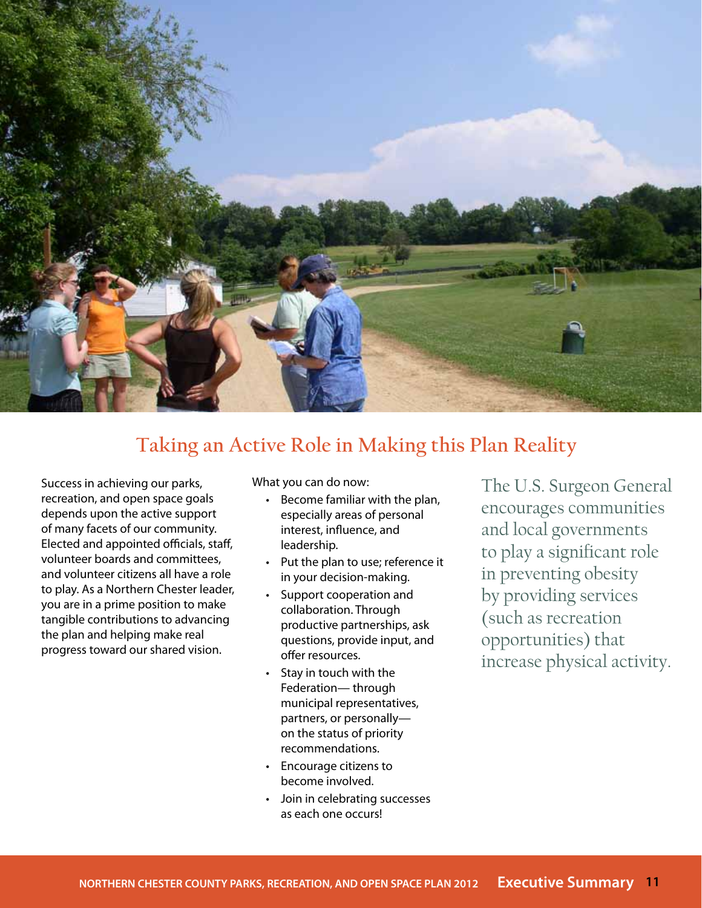## Taking an Active Role in Making this Plan Reality

Success in achieving our parks, recreation, and open space goals depends upon the active support of many facets of our community. Elected and appointed officials, staff, volunteer boards and committees, and volunteer citizens all have a role to play. As a Northern Chester leader, you are in a prime position to make tangible contributions to advancing the plan and helping make real progress toward our shared vision.

What you can do now:

- Become familiar with the plan, especially areas of personal interest, influence, and leadership.
- Put the plan to use; reference it in your decision-making.
- Support cooperation and collaboration. Through productive partnerships, ask questions, provide input, and offer resources.
- Stay in touch with the Federation— through municipal representatives, partners, or personally— on the status of priority recommendations.
- Encourage citizens to become involved.
- Join in celebrating successes as each one occurs!

The U.S. Surgeon General encourages communities and local governments to play a significant role in preventing obesity by providing services (such as recreation opportunities) that increase physical activity.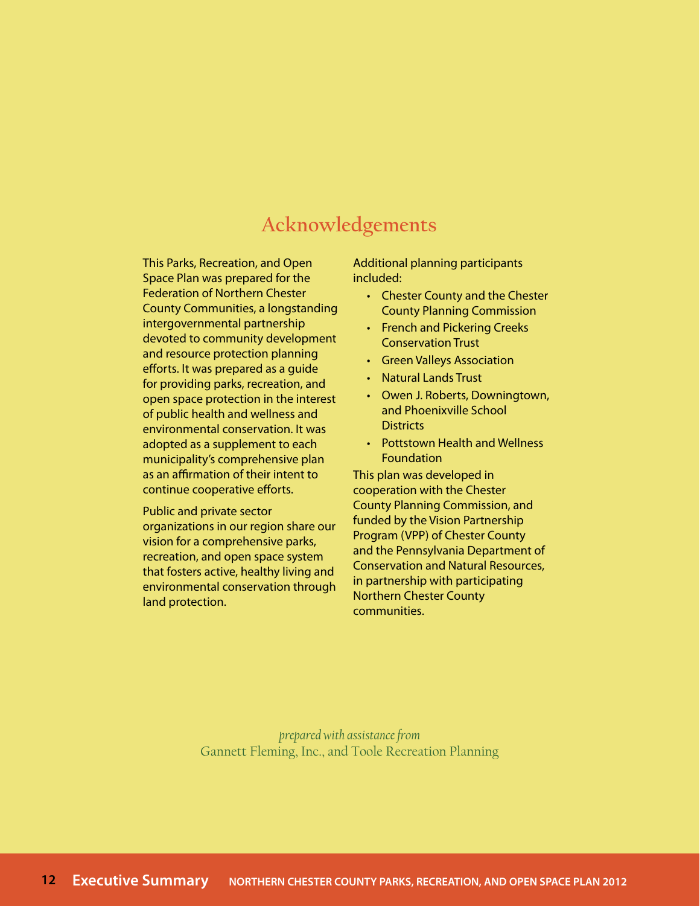# Acknowledgements

This Parks, Recreation, and Open Space Plan was prepared for the Federation of Northern Chester County Communities, a longstanding intergovernmental partnership devoted to community development and resource protection planning efforts. It was prepared as a guide for providing parks, recreation, and open space protection in the interest of public health and wellness and environmental conservation. It was adopted as a supplement to each municipality's comprehensive plan as an affirmation of their intent to continue cooperative efforts.

Public and private sector organizations in our region share our vision for a comprehensive parks, recreation, and open space system that fosters active, healthy living and environmental conservation through land protection.

Additional planning participants included:

- Chester County and the Chester County Planning Commission
- French and Pickering Creeks Conservation Trust
- Green Valleys Association
- Natural Lands Trust
- Owen J. Roberts, Downingtown, and Phoenixville School Districts
- Pottstown Health and Wellness Foundation

This plan was developed in cooperation with the Chester County Planning Commission, and funded by the Vision Partnership Program (VPP) of Chester County and the Pennsylvania Department of Conservation and Natural Resources, in partnership with participating Northern Chester County communities.

*prepared with assistance from*
Gannett Fleming, Inc., and Toole Recreation Planning